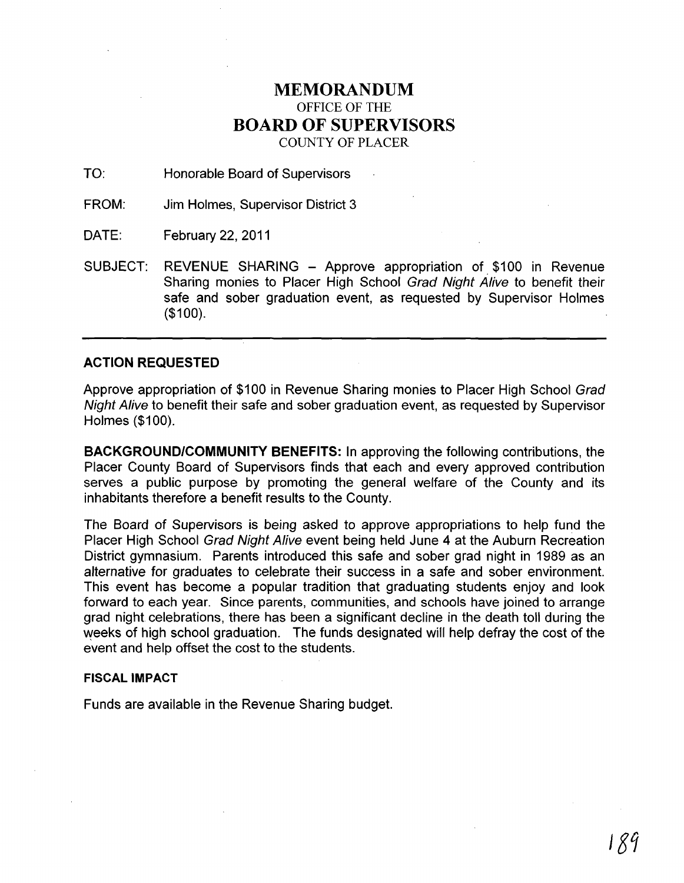# MEMORANDUM

OFFICE OF THE

## BOARD OF SUPERVISORS

COUNTY OF PLACER

TO: Honorable Board of Supervisors

FROM: Jim Holmes, Supervisor District 3

DATE: February 22, 2011

SUBJECT: REVENUE SHARING – Approve appropriation of $100 in Revenue Sharing monies to Placer High School *Grad Night Alive* to benefit their safe and sober graduation event, as requested by Supervisor Holmes ($100).

---

### ACTION REQUESTED

Approve appropriation of $100 in Revenue Sharing monies to Placer High School *Grad Night Alive* to benefit their safe and sober graduation event, as requested by Supervisor Holmes ($100).

**BACKGROUND/COMMUNITY BENEFITS:** In approving the following contributions, the Placer County Board of Supervisors finds that each and every approved contribution serves a public purpose by promoting the general welfare of the County and its inhabitants therefore a benefit results to the County.

The Board of Supervisors is being asked to approve appropriations to help fund the Placer High School *Grad Night Alive* event being held June 4 at the Auburn Recreation District gymnasium. Parents introduced this safe and sober grad night in 1989 as an alternative for graduates to celebrate their success in a safe and sober environment. This event has become a popular tradition that graduating students enjoy and look forward to each year. Since parents, communities, and schools have joined to arrange grad night celebrations, there has been a significant decline in the death toll during the weeks of high school graduation. The funds designated will help defray the cost of the event and help offset the cost to the students.

### FISCAL IMPACT

Funds are available in the Revenue Sharing budget.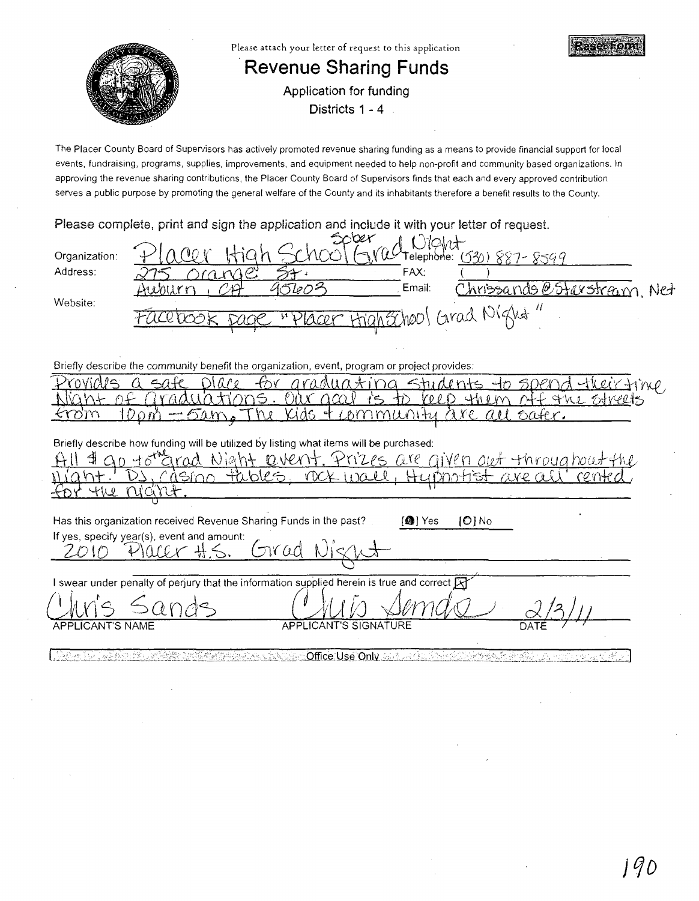Please attach your letter of request to this application

# Revenue Sharing Funds

Application for funding

Districts 1 - 4

Reset Form

The Placer County Board of Supervisors has actively promoted revenue sharing funding as a means to provide financial support for local events, fundraising, programs, supplies, improvements, and equipment needed to help non-profit and community based organizations. In approving the revenue sharing contributions, the Placer County Board of Supervisors finds that each and every approved contribution serves a public purpose by promoting the general welfare of the County and its inhabitants therefore a benefit results to the County.

Please complete, print and sign the application and include it with your letter of request.

Organization: Placer High School Grad Sober Night  Telephone: (530) 887-8599

Address: 275 Orange St.  FAX: (   )

Auburn, CA 95603  Email: Chrissands@Starstream.Net

Website: Facebook page "Placer High School Grad Night"

Briefly describe the community benefit the organization, event, program or project provides:

Provides a safe place for graduating students to spend their time Night of Graduations. Our goal is to keep them off the streets from 10pm - 5am. The kids + community are all safer.

Briefly describe how funding will be utilized by listing what items will be purchased:

All $ go to the grad Night event. Prizes are given out throughout the night. DJ, casino tables, rock wall, Hypnotist are all rented for the night.

Has this organization received Revenue Sharing Funds in the past? [●] Yes [○] No

If yes, specify year(s), event and amount:

2010 Placer H.S. Grad Night

I swear under penalty of perjury that the information supplied herein is true and correct [X]

| APPLICANT'S NAME | APPLICANT'S SIGNATURE | DATE |
| --- | --- | --- |
| Chris Sands | Chris Sands | 2/3/11 |

Office Use Only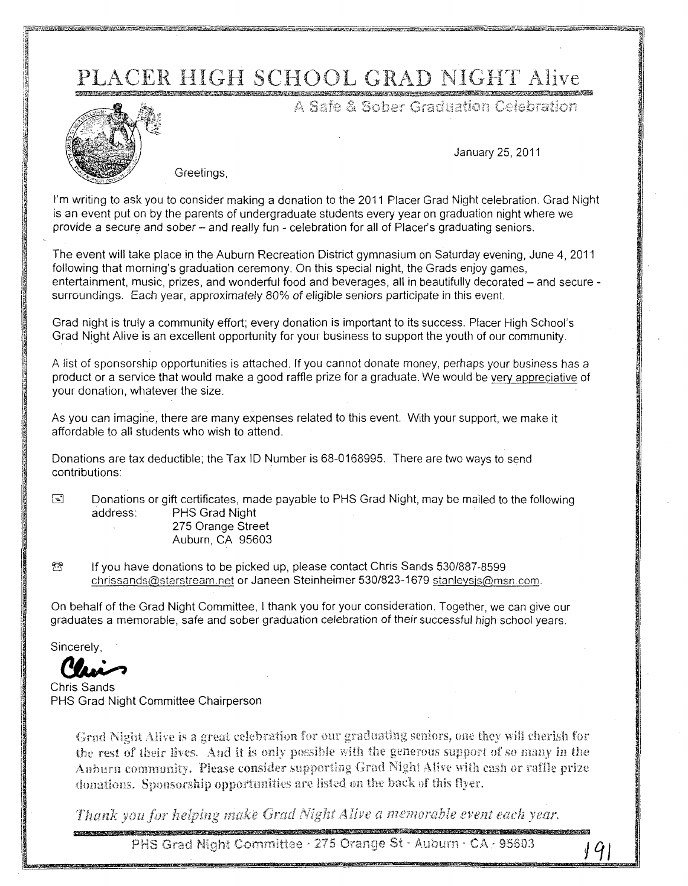# PLACER HIGH SCHOOL GRAD NIGHT Alive

A Safe & Sober Graduation Celebration

January 25, 2011

Greetings,

I'm writing to ask you to consider making a donation to the 2011 Placer Grad Night celebration. Grad Night is an event put on by the parents of undergraduate students every year on graduation night where we provide a secure and sober – and really fun - celebration for all of Placer's graduating seniors.

The event will take place in the Auburn Recreation District gymnasium on Saturday evening, June 4, 2011 following that morning's graduation ceremony. On this special night, the Grads enjoy games, entertainment, music, prizes, and wonderful food and beverages, all in beautifully decorated – and secure - surroundings. Each year, approximately 80% of eligible seniors participate in this event.

Grad night is truly a community effort; every donation is important to its success. Placer High School's Grad Night Alive is an excellent opportunity for your business to support the youth of our community.

A list of sponsorship opportunities is attached. If you cannot donate money, perhaps your business has a product or a service that would make a good raffle prize for a graduate. We would be very appreciative of your donation, whatever the size.

As you can imagine, there are many expenses related to this event. With your support, we make it affordable to all students who wish to attend.

Donations are tax deductible; the Tax ID Number is 68-0168995. There are two ways to send contributions:

- Donations or gift certificates, made payable to PHS Grad Night, may be mailed to the following address: PHS Grad Night
  275 Orange Street
  Auburn, CA 95603

- If you have donations to be picked up, please contact Chris Sands 530/887-8599 chrissands@starstream.net or Janeen Steinheimer 530/823-1679 stanleysjs@msn.com.

On behalf of the Grad Night Committee, I thank you for your consideration. Together, we can give our graduates a memorable, safe and sober graduation celebration of their successful high school years.

Sincerely,

Chris

Chris Sands
PHS Grad Night Committee Chairperson

Grad Night Alive is a great celebration for our graduating seniors, one they will cherish for the rest of their lives. And it is only possible with the generous support of so many in the Auburn community. Please consider supporting Grad Night Alive with cash or raffle prize donations. Sponsorship opportunities are listed on the back of this flyer.

*Thank you for helping make Grad Night Alive a memorable event each year.*

PHS Grad Night Committee · 275 Orange St · Auburn · CA · 95603